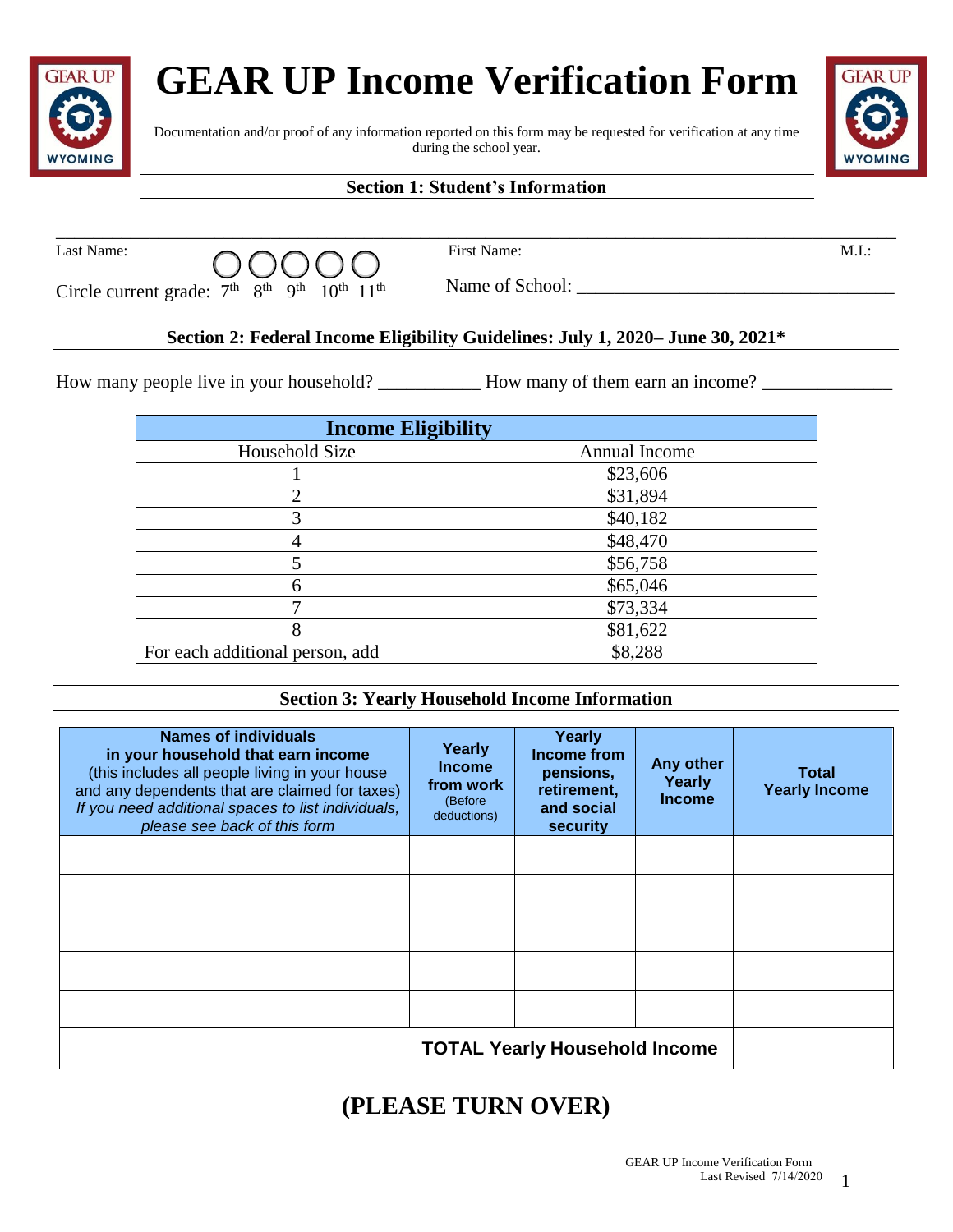# GEAR UP Income Verification Form

Documentation and/or proof of any information reported on this form may be requested for verification at any time during the school year.

## Section 1: Student's Information

Last Name: First Name: M.I.:

Circle current grade: 7th 8th 9th 10th 11th

Name of School: ___________________________________

## Section 2: Federal Income Eligibility Guidelines: July 1, 2020– June 30, 2021*

How many people live in your household? ___________ How many of them earn an income? ______________

| Income Eligibility | |
|---|---|
| Household Size | Annual Income |
| 1 | $23,606 |
| 2 | $31,894 |
| 3 | $40,182 |
| 4 | $48,470 |
| 5 | $56,758 |
| 6 | $65,046 |
| 7 | $73,334 |
| 8 | $81,622 |
| For each additional person, add | $8,288 |

## Section 3: Yearly Household Income Information

| **Names of individuals in your household that earn income** (this includes all people living in your house and any dependents that are claimed for taxes) *If you need additional spaces to list individuals, please see back of this form* | **Yearly Income from work** (Before deductions) | **Yearly Income from pensions, retirement, and social security** | **Any other Yearly Income** | **Total Yearly Income** |
|---|---|---|---|---|
| | | | | |
| | | | | |
| | | | | |
| | | | | |
| | | | | |
| **TOTAL Yearly Household Income** | | | | |

# (PLEASE TURN OVER)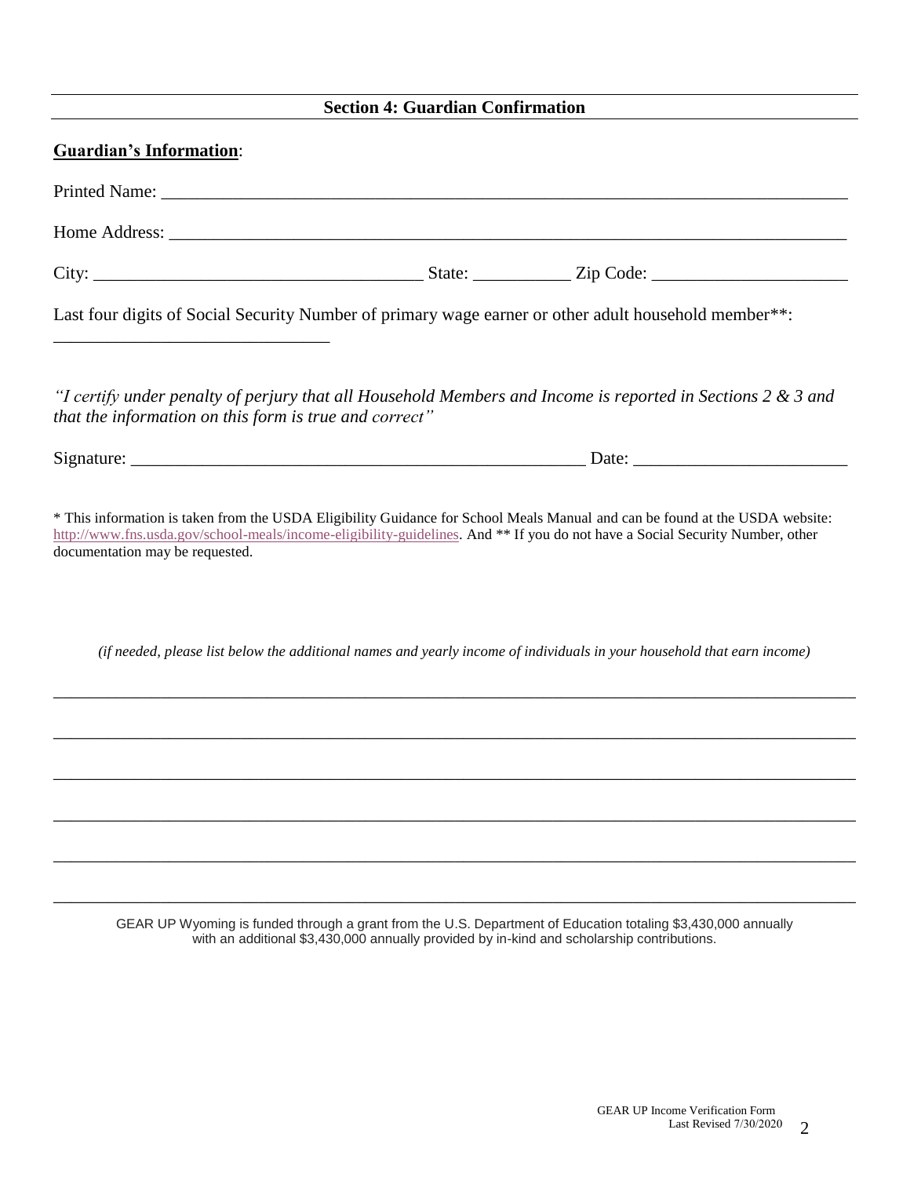## Section 4: Guardian Confirmation

**Guardian's Information**:

Printed Name: ______________________________________________________________________________

Home Address: ______________________________________________________________________________

City: ____________________________________ State: ___________ Zip Code: ______________________

Last four digits of Social Security Number of primary wage earner or other adult household member**: ______________________________

*"I certify under penalty of perjury that all Household Members and Income is reported in Sections 2 & 3 and that the information on this form is true and correct"*

Signature: ____________________________________________________ Date: ________________________

* This information is taken from the USDA Eligibility Guidance for School Meals Manual and can be found at the USDA website: [http://www.fns.usda.gov/school-meals/income-eligibility-guidelines](http://www.fns.usda.gov/school-meals/income-eligibility-guidelines). And ** If you do not have a Social Security Number, other documentation may be requested.

*(if needed, please list below the additional names and yearly income of individuals in your household that earn income)*

______________________________________________________________________________________________

______________________________________________________________________________________________

______________________________________________________________________________________________

______________________________________________________________________________________________

______________________________________________________________________________________________

______________________________________________________________________________________________

GEAR UP Wyoming is funded through a grant from the U.S. Department of Education totaling $3,430,000 annually with an additional $3,430,000 annually provided by in-kind and scholarship contributions.

GEAR UP Income Verification Form
Last Revised 7/30/2020